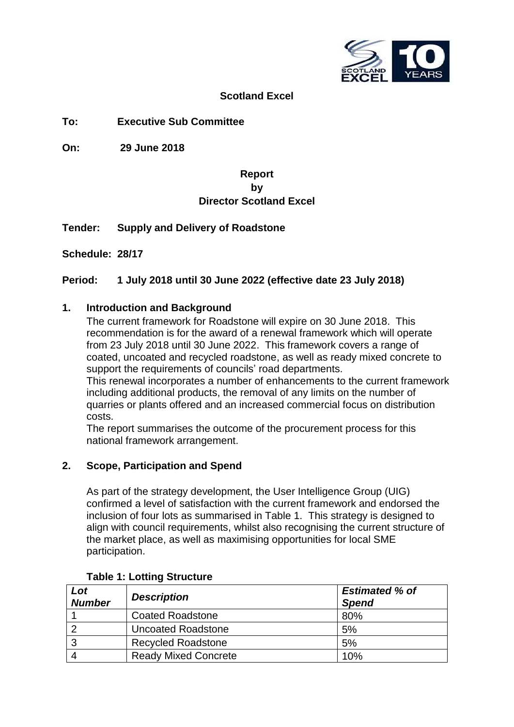**Scotland Excel**

**To:** **Executive Sub Committee**

**On:** **29 June 2018**

**Report**
**by**
**Director Scotland Excel**

**Tender:** **Supply and Delivery of Roadstone**

**Schedule:** **28/17**

**Period:** **1 July 2018 until 30 June 2022 (effective date 23 July 2018)**

## 1. Introduction and Background

The current framework for Roadstone will expire on 30 June 2018. This recommendation is for the award of a renewal framework which will operate from 23 July 2018 until 30 June 2022. This framework covers a range of coated, uncoated and recycled roadstone, as well as ready mixed concrete to support the requirements of councils' road departments.

This renewal incorporates a number of enhancements to the current framework including additional products, the removal of any limits on the number of quarries or plants offered and an increased commercial focus on distribution costs.

The report summarises the outcome of the procurement process for this national framework arrangement.

## 2. Scope, Participation and Spend

As part of the strategy development, the User Intelligence Group (UIG) confirmed a level of satisfaction with the current framework and endorsed the inclusion of four lots as summarised in Table 1. This strategy is designed to align with council requirements, whilst also recognising the current structure of the market place, as well as maximising opportunities for local SME participation.

**Table 1: Lotting Structure**

| ***Lot Number*** | ***Description*** | ***Estimated % of Spend*** |
|---|---|---|
| 1 | Coated Roadstone | 80% |
| 2 | Uncoated Roadstone | 5% |
| 3 | Recycled Roadstone | 5% |
| 4 | Ready Mixed Concrete | 10% |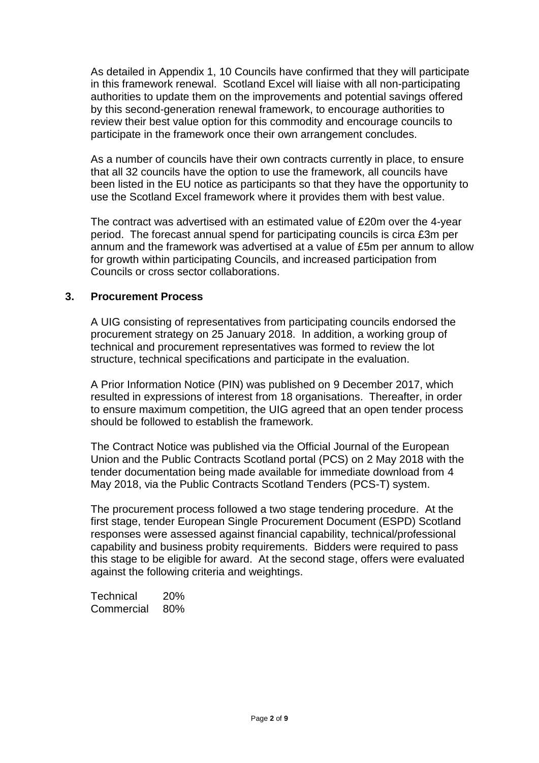As detailed in Appendix 1, 10 Councils have confirmed that they will participate in this framework renewal. Scotland Excel will liaise with all non-participating authorities to update them on the improvements and potential savings offered by this second-generation renewal framework, to encourage authorities to review their best value option for this commodity and encourage councils to participate in the framework once their own arrangement concludes.

As a number of councils have their own contracts currently in place, to ensure that all 32 councils have the option to use the framework, all councils have been listed in the EU notice as participants so that they have the opportunity to use the Scotland Excel framework where it provides them with best value.

The contract was advertised with an estimated value of £20m over the 4-year period. The forecast annual spend for participating councils is circa £3m per annum and the framework was advertised at a value of £5m per annum to allow for growth within participating Councils, and increased participation from Councils or cross sector collaborations.

## 3. Procurement Process

A UIG consisting of representatives from participating councils endorsed the procurement strategy on 25 January 2018. In addition, a working group of technical and procurement representatives was formed to review the lot structure, technical specifications and participate in the evaluation.

A Prior Information Notice (PIN) was published on 9 December 2017, which resulted in expressions of interest from 18 organisations. Thereafter, in order to ensure maximum competition, the UIG agreed that an open tender process should be followed to establish the framework.

The Contract Notice was published via the Official Journal of the European Union and the Public Contracts Scotland portal (PCS) on 2 May 2018 with the tender documentation being made available for immediate download from 4 May 2018, via the Public Contracts Scotland Tenders (PCS-T) system.

The procurement process followed a two stage tendering procedure. At the first stage, tender European Single Procurement Document (ESPD) Scotland responses were assessed against financial capability, technical/professional capability and business probity requirements. Bidders were required to pass this stage to be eligible for award. At the second stage, offers were evaluated against the following criteria and weightings.

| | |
|---|---|
| Technical | 20% |
| Commercial | 80% |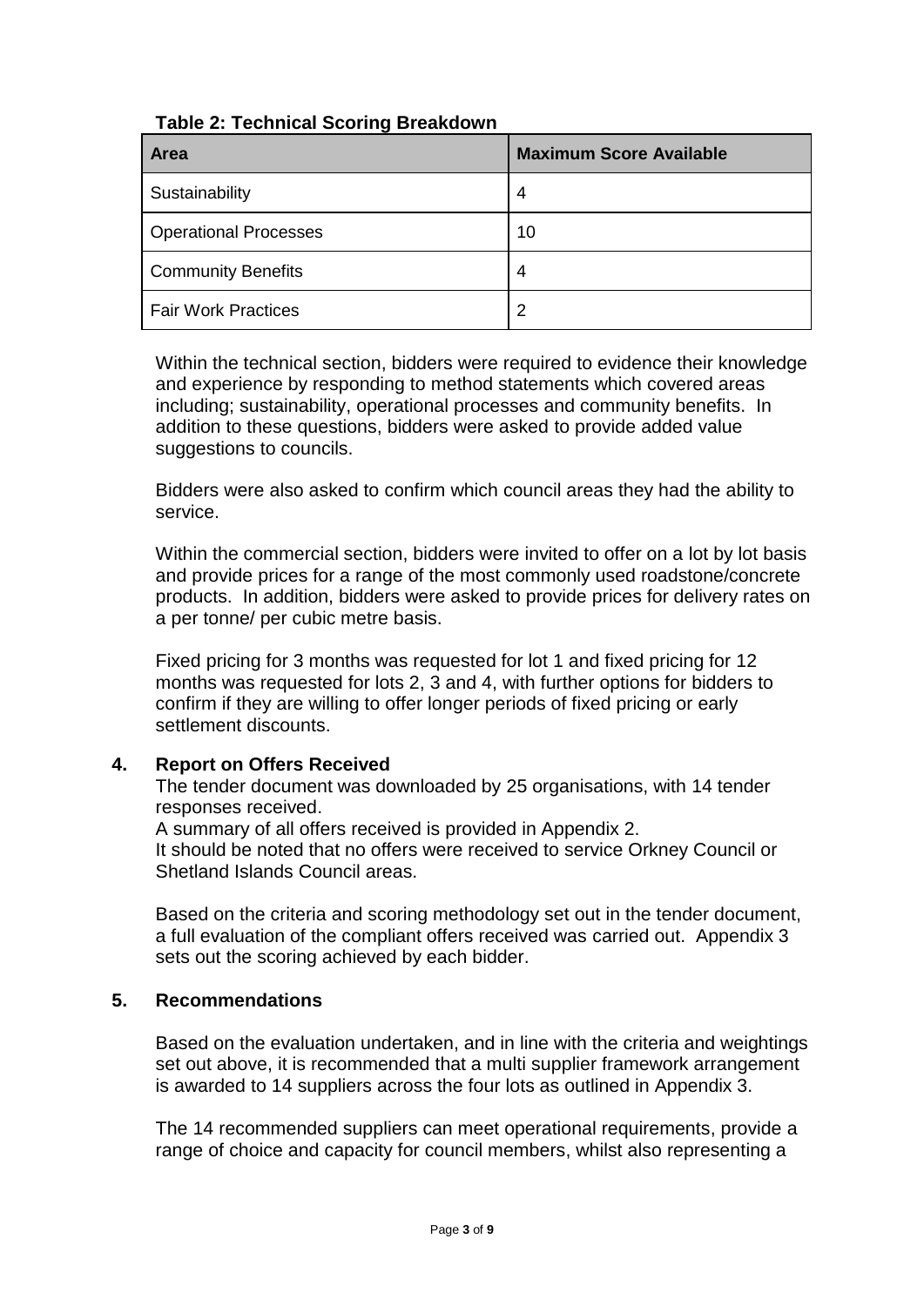**Table 2: Technical Scoring Breakdown**

| Area | Maximum Score Available |
|---|---|
| Sustainability | 4 |
| Operational Processes | 10 |
| Community Benefits | 4 |
| Fair Work Practices | 2 |

Within the technical section, bidders were required to evidence their knowledge and experience by responding to method statements which covered areas including; sustainability, operational processes and community benefits. In addition to these questions, bidders were asked to provide added value suggestions to councils.

Bidders were also asked to confirm which council areas they had the ability to service.

Within the commercial section, bidders were invited to offer on a lot by lot basis and provide prices for a range of the most commonly used roadstone/concrete products. In addition, bidders were asked to provide prices for delivery rates on a per tonne/ per cubic metre basis.

Fixed pricing for 3 months was requested for lot 1 and fixed pricing for 12 months was requested for lots 2, 3 and 4, with further options for bidders to confirm if they are willing to offer longer periods of fixed pricing or early settlement discounts.

## 4. Report on Offers Received

The tender document was downloaded by 25 organisations, with 14 tender responses received.
A summary of all offers received is provided in Appendix 2.
It should be noted that no offers were received to service Orkney Council or Shetland Islands Council areas.

Based on the criteria and scoring methodology set out in the tender document, a full evaluation of the compliant offers received was carried out. Appendix 3 sets out the scoring achieved by each bidder.

## 5. Recommendations

Based on the evaluation undertaken, and in line with the criteria and weightings set out above, it is recommended that a multi supplier framework arrangement is awarded to 14 suppliers across the four lots as outlined in Appendix 3.

The 14 recommended suppliers can meet operational requirements, provide a range of choice and capacity for council members, whilst also representing a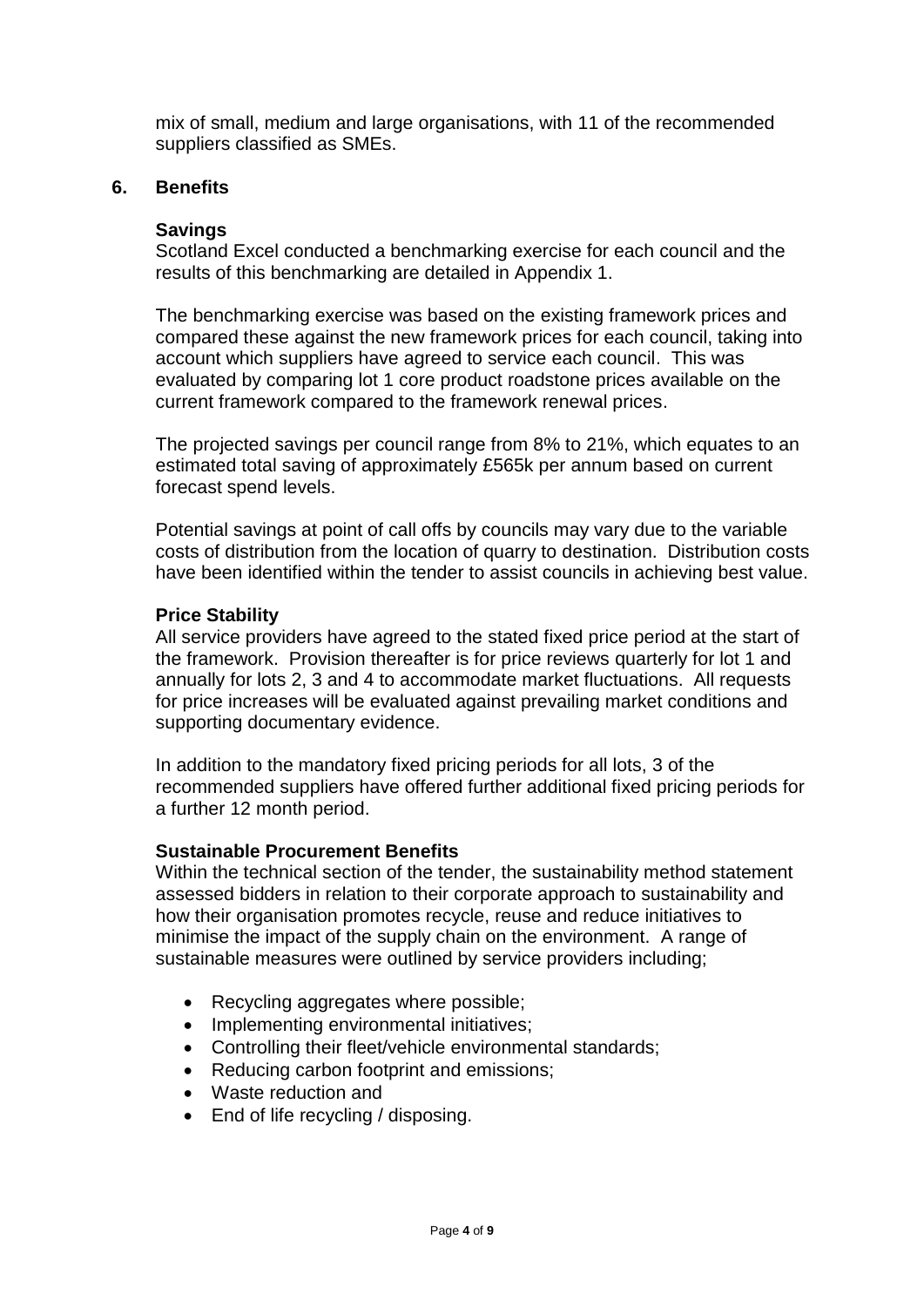mix of small, medium and large organisations, with 11 of the recommended suppliers classified as SMEs.

## 6. Benefits

### Savings

Scotland Excel conducted a benchmarking exercise for each council and the results of this benchmarking are detailed in Appendix 1.

The benchmarking exercise was based on the existing framework prices and compared these against the new framework prices for each council, taking into account which suppliers have agreed to service each council. This was evaluated by comparing lot 1 core product roadstone prices available on the current framework compared to the framework renewal prices.

The projected savings per council range from 8% to 21%, which equates to an estimated total saving of approximately £565k per annum based on current forecast spend levels.

Potential savings at point of call offs by councils may vary due to the variable costs of distribution from the location of quarry to destination. Distribution costs have been identified within the tender to assist councils in achieving best value.

### Price Stability

All service providers have agreed to the stated fixed price period at the start of the framework. Provision thereafter is for price reviews quarterly for lot 1 and annually for lots 2, 3 and 4 to accommodate market fluctuations. All requests for price increases will be evaluated against prevailing market conditions and supporting documentary evidence.

In addition to the mandatory fixed pricing periods for all lots, 3 of the recommended suppliers have offered further additional fixed pricing periods for a further 12 month period.

### Sustainable Procurement Benefits

Within the technical section of the tender, the sustainability method statement assessed bidders in relation to their corporate approach to sustainability and how their organisation promotes recycle, reuse and reduce initiatives to minimise the impact of the supply chain on the environment. A range of sustainable measures were outlined by service providers including;

- Recycling aggregates where possible;
- Implementing environmental initiatives;
- Controlling their fleet/vehicle environmental standards;
- Reducing carbon footprint and emissions;
- Waste reduction and
- End of life recycling / disposing.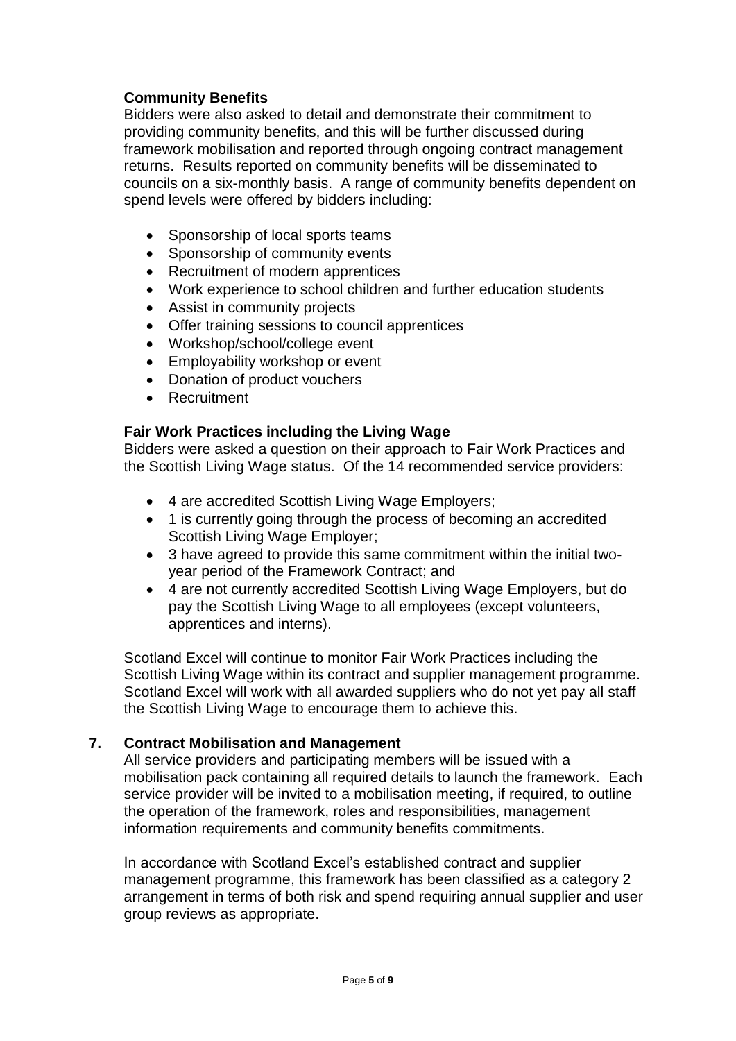### Community Benefits

Bidders were also asked to detail and demonstrate their commitment to providing community benefits, and this will be further discussed during framework mobilisation and reported through ongoing contract management returns. Results reported on community benefits will be disseminated to councils on a six-monthly basis. A range of community benefits dependent on spend levels were offered by bidders including:

- Sponsorship of local sports teams
- Sponsorship of community events
- Recruitment of modern apprentices
- Work experience to school children and further education students
- Assist in community projects
- Offer training sessions to council apprentices
- Workshop/school/college event
- Employability workshop or event
- Donation of product vouchers
- Recruitment

### Fair Work Practices including the Living Wage

Bidders were asked a question on their approach to Fair Work Practices and the Scottish Living Wage status. Of the 14 recommended service providers:

- 4 are accredited Scottish Living Wage Employers;
- 1 is currently going through the process of becoming an accredited Scottish Living Wage Employer;
- 3 have agreed to provide this same commitment within the initial two-year period of the Framework Contract; and
- 4 are not currently accredited Scottish Living Wage Employers, but do pay the Scottish Living Wage to all employees (except volunteers, apprentices and interns).

Scotland Excel will continue to monitor Fair Work Practices including the Scottish Living Wage within its contract and supplier management programme. Scotland Excel will work with all awarded suppliers who do not yet pay all staff the Scottish Living Wage to encourage them to achieve this.

## 7. Contract Mobilisation and Management

All service providers and participating members will be issued with a mobilisation pack containing all required details to launch the framework. Each service provider will be invited to a mobilisation meeting, if required, to outline the operation of the framework, roles and responsibilities, management information requirements and community benefits commitments.

In accordance with Scotland Excel's established contract and supplier management programme, this framework has been classified as a category 2 arrangement in terms of both risk and spend requiring annual supplier and user group reviews as appropriate.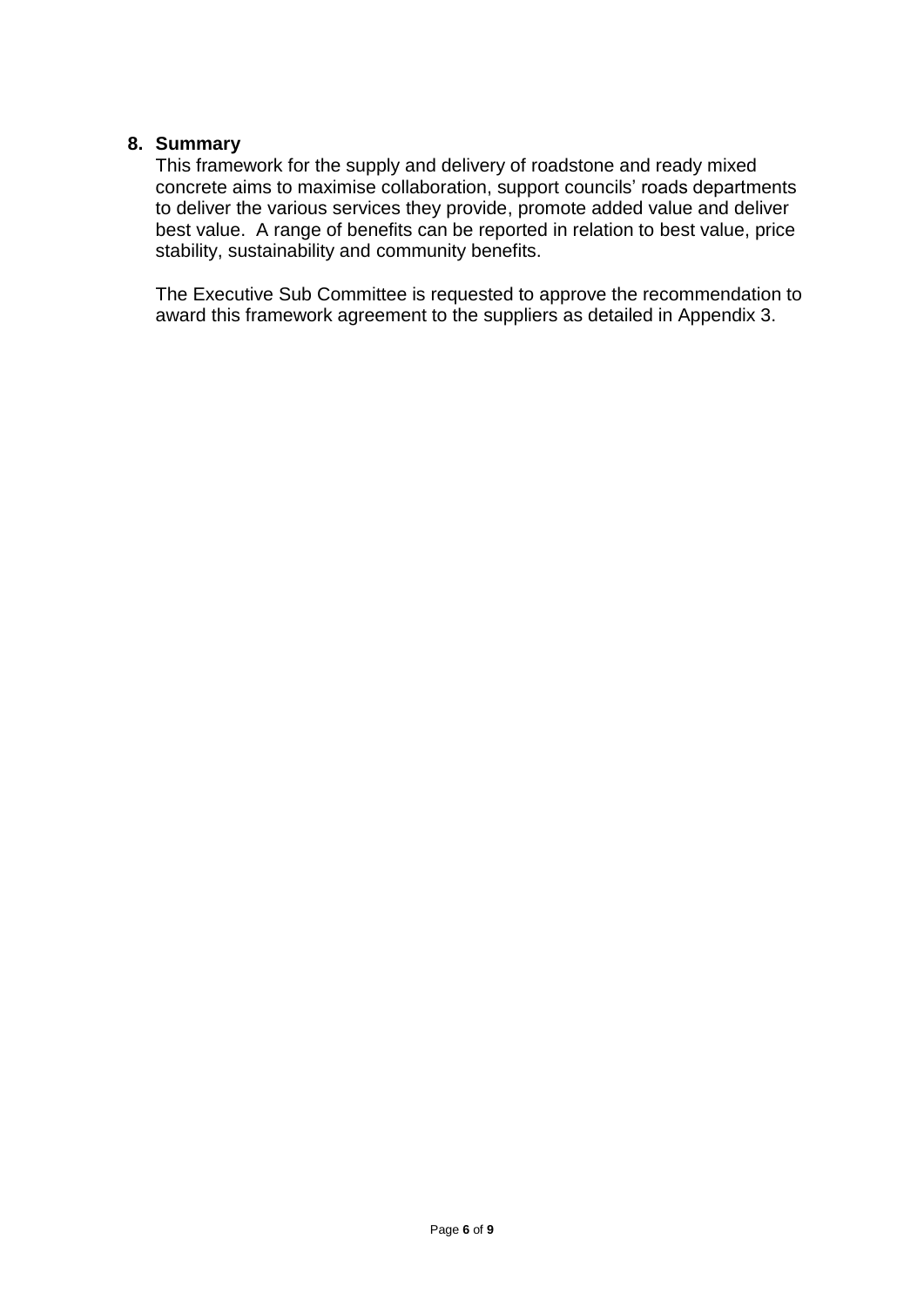## 8. Summary

This framework for the supply and delivery of roadstone and ready mixed concrete aims to maximise collaboration, support councils' roads departments to deliver the various services they provide, promote added value and deliver best value. A range of benefits can be reported in relation to best value, price stability, sustainability and community benefits.

The Executive Sub Committee is requested to approve the recommendation to award this framework agreement to the suppliers as detailed in Appendix 3.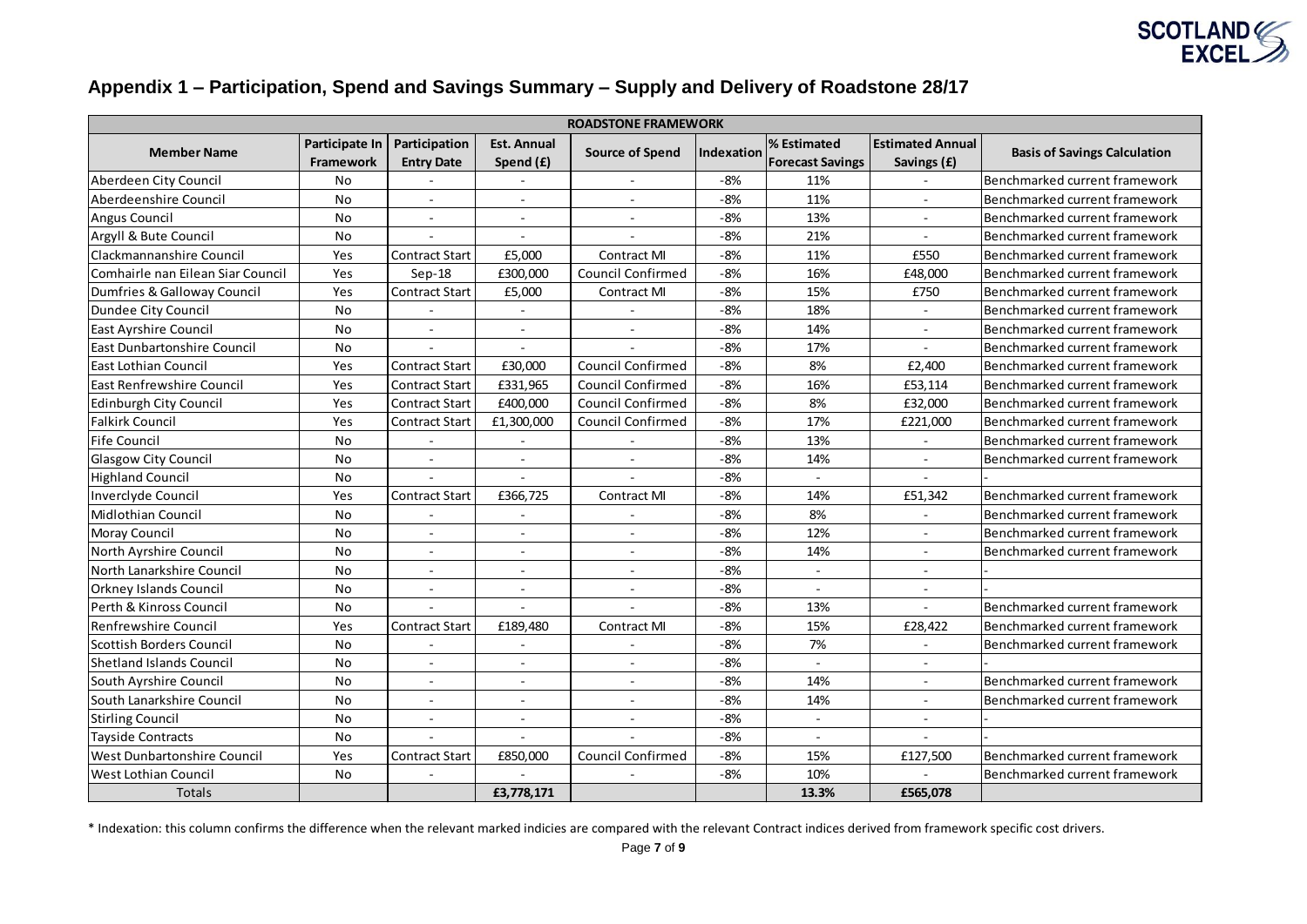## Appendix 1 – Participation, Spend and Savings Summary – Supply and Delivery of Roadstone 28/17

| ROADSTONE FRAMEWORK | | | | | | | | |
|---|---|---|---|---|---|---|---|---|
| **Member Name** | **Participate In Framework** | **Participation Entry Date** | **Est. Annual Spend (£)** | **Source of Spend** | **Indexation** | **% Estimated Forecast Savings** | **Estimated Annual Savings (£)** | **Basis of Savings Calculation** |
| Aberdeen City Council | No | - | - | - | -8% | 11% | - | Benchmarked current framework |
| Aberdeenshire Council | No | - | - | - | -8% | 11% | - | Benchmarked current framework |
| Angus Council | No | - | - | - | -8% | 13% | - | Benchmarked current framework |
| Argyll & Bute Council | No | - | - | - | -8% | 21% | - | Benchmarked current framework |
| Clackmannanshire Council | Yes | Contract Start | £5,000 | Contract MI | -8% | 11% | £550 | Benchmarked current framework |
| Comhairle nan Eilean Siar Council | Yes | Sep-18 | £300,000 | Council Confirmed | -8% | 16% | £48,000 | Benchmarked current framework |
| Dumfries & Galloway Council | Yes | Contract Start | £5,000 | Contract MI | -8% | 15% | £750 | Benchmarked current framework |
| Dundee City Council | No | - | - | - | -8% | 18% | - | Benchmarked current framework |
| East Ayrshire Council | No | - | - | - | -8% | 14% | - | Benchmarked current framework |
| East Dunbartonshire Council | No | - | - | - | -8% | 17% | - | Benchmarked current framework |
| East Lothian Council | Yes | Contract Start | £30,000 | Council Confirmed | -8% | 8% | £2,400 | Benchmarked current framework |
| East Renfrewshire Council | Yes | Contract Start | £331,965 | Council Confirmed | -8% | 16% | £53,114 | Benchmarked current framework |
| Edinburgh City Council | Yes | Contract Start | £400,000 | Council Confirmed | -8% | 8% | £32,000 | Benchmarked current framework |
| Falkirk Council | Yes | Contract Start | £1,300,000 | Council Confirmed | -8% | 17% | £221,000 | Benchmarked current framework |
| Fife Council | No | - | - | - | -8% | 13% | - | Benchmarked current framework |
| Glasgow City Council | No | - | - | - | -8% | 14% | - | Benchmarked current framework |
| Highland Council | No | - | - | - | -8% | - | - | - |
| Inverclyde Council | Yes | Contract Start | £366,725 | Contract MI | -8% | 14% | £51,342 | Benchmarked current framework |
| Midlothian Council | No | - | - | - | -8% | 8% | - | Benchmarked current framework |
| Moray Council | No | - | - | - | -8% | 12% | - | Benchmarked current framework |
| North Ayrshire Council | No | - | - | - | -8% | 14% | - | Benchmarked current framework |
| North Lanarkshire Council | No | - | - | - | -8% | - | - | - |
| Orkney Islands Council | No | - | - | - | -8% | - | - | - |
| Perth & Kinross Council | No | - | - | - | -8% | 13% | - | Benchmarked current framework |
| Renfrewshire Council | Yes | Contract Start | £189,480 | Contract MI | -8% | 15% | £28,422 | Benchmarked current framework |
| Scottish Borders Council | No | - | - | - | -8% | 7% | - | Benchmarked current framework |
| Shetland Islands Council | No | - | - | - | -8% | - | - | - |
| South Ayrshire Council | No | - | - | - | -8% | 14% | - | Benchmarked current framework |
| South Lanarkshire Council | No | - | - | - | -8% | 14% | - | Benchmarked current framework |
| Stirling Council | No | - | - | - | -8% | - | - | - |
| Tayside Contracts | No | - | - | - | -8% | - | - | - |
| West Dunbartonshire Council | Yes | Contract Start | £850,000 | Council Confirmed | -8% | 15% | £127,500 | Benchmarked current framework |
| West Lothian Council | No | - | - | - | -8% | 10% | - | Benchmarked current framework |
| Totals | | | **£3,778,171** | | | **13.3%** | **£565,078** | |

\* Indexation: this column confirms the difference when the relevant marked indicies are compared with the relevant Contract indices derived from framework specific cost drivers.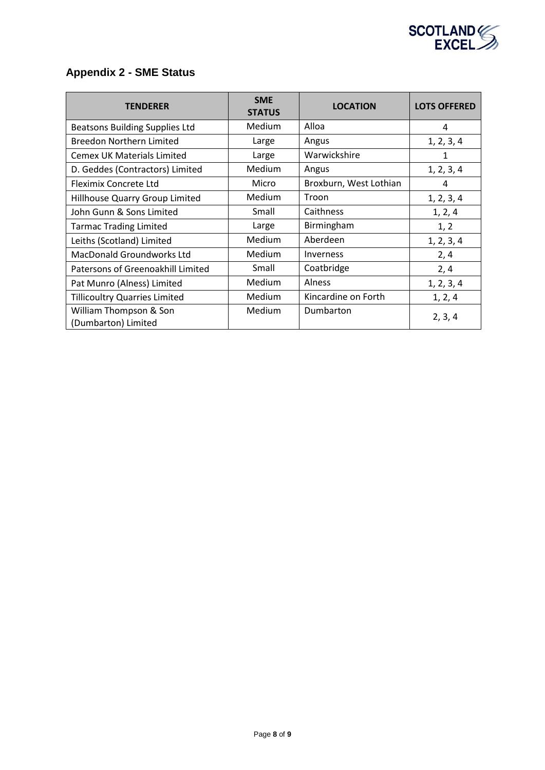## Appendix 2 - SME Status

| TENDERER | SME STATUS | LOCATION | LOTS OFFERED |
|---|---|---|---|
| Beatsons Building Supplies Ltd | Medium | Alloa | 4 |
| Breedon Northern Limited | Large | Angus | 1, 2, 3, 4 |
| Cemex UK Materials Limited | Large | Warwickshire | 1 |
| D. Geddes (Contractors) Limited | Medium | Angus | 1, 2, 3, 4 |
| Fleximix Concrete Ltd | Micro | Broxburn, West Lothian | 4 |
| Hillhouse Quarry Group Limited | Medium | Troon | 1, 2, 3, 4 |
| John Gunn & Sons Limited | Small | Caithness | 1, 2, 4 |
| Tarmac Trading Limited | Large | Birmingham | 1, 2 |
| Leiths (Scotland) Limited | Medium | Aberdeen | 1, 2, 3, 4 |
| MacDonald Groundworks Ltd | Medium | Inverness | 2, 4 |
| Patersons of Greenoakhill Limited | Small | Coatbridge | 2, 4 |
| Pat Munro (Alness) Limited | Medium | Alness | 1, 2, 3, 4 |
| Tillicoultry Quarries Limited | Medium | Kincardine on Forth | 1, 2, 4 |
| William Thompson & Son (Dumbarton) Limited | Medium | Dumbarton | 2, 3, 4 |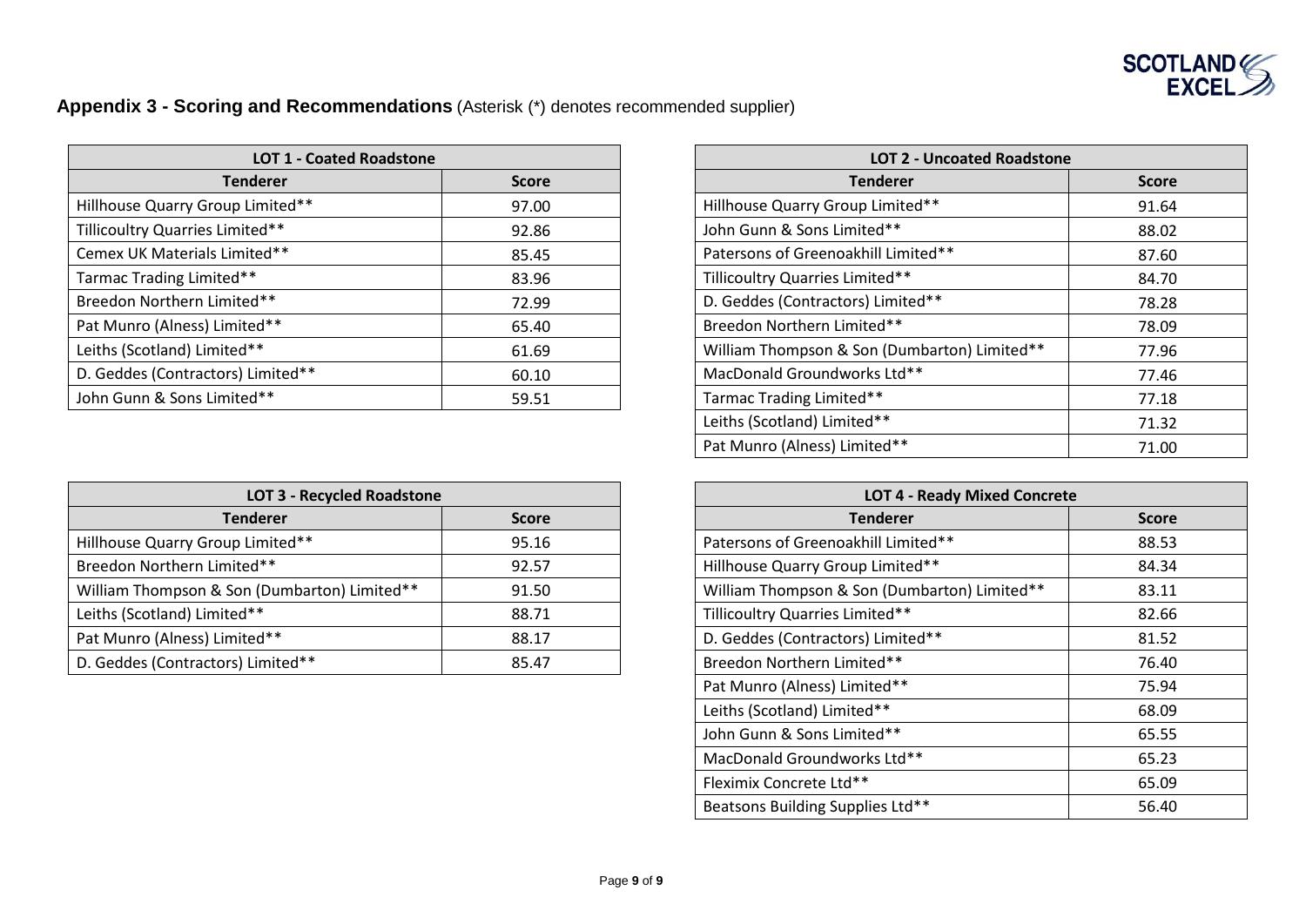## **Appendix 3 - Scoring and Recommendations** (Asterisk (*) denotes recommended supplier)

| LOT 1 - Coated Roadstone | |
|---|---|
| **Tenderer** | **Score** |
| Hillhouse Quarry Group Limited** | 97.00 |
| Tillicoultry Quarries Limited** | 92.86 |
| Cemex UK Materials Limited** | 85.45 |
| Tarmac Trading Limited** | 83.96 |
| Breedon Northern Limited** | 72.99 |
| Pat Munro (Alness) Limited** | 65.40 |
| Leiths (Scotland) Limited** | 61.69 |
| D. Geddes (Contractors) Limited** | 60.10 |
| John Gunn & Sons Limited** | 59.51 |

| LOT 2 - Uncoated Roadstone | |
|---|---|
| **Tenderer** | **Score** |
| Hillhouse Quarry Group Limited** | 91.64 |
| John Gunn & Sons Limited** | 88.02 |
| Patersons of Greenoakhill Limited** | 87.60 |
| Tillicoultry Quarries Limited** | 84.70 |
| D. Geddes (Contractors) Limited** | 78.28 |
| Breedon Northern Limited** | 78.09 |
| William Thompson & Son (Dumbarton) Limited** | 77.96 |
| MacDonald Groundworks Ltd** | 77.46 |
| Tarmac Trading Limited** | 77.18 |
| Leiths (Scotland) Limited** | 71.32 |
| Pat Munro (Alness) Limited** | 71.00 |

| LOT 3 - Recycled Roadstone | |
|---|---|
| **Tenderer** | **Score** |
| Hillhouse Quarry Group Limited** | 95.16 |
| Breedon Northern Limited** | 92.57 |
| William Thompson & Son (Dumbarton) Limited** | 91.50 |
| Leiths (Scotland) Limited** | 88.71 |
| Pat Munro (Alness) Limited** | 88.17 |
| D. Geddes (Contractors) Limited** | 85.47 |

| LOT 4 - Ready Mixed Concrete | |
|---|---|
| **Tenderer** | **Score** |
| Patersons of Greenoakhill Limited** | 88.53 |
| Hillhouse Quarry Group Limited** | 84.34 |
| William Thompson & Son (Dumbarton) Limited** | 83.11 |
| Tillicoultry Quarries Limited** | 82.66 |
| D. Geddes (Contractors) Limited** | 81.52 |
| Breedon Northern Limited** | 76.40 |
| Pat Munro (Alness) Limited** | 75.94 |
| Leiths (Scotland) Limited** | 68.09 |
| John Gunn & Sons Limited** | 65.55 |
| MacDonald Groundworks Ltd** | 65.23 |
| Fleximix Concrete Ltd** | 65.09 |
| Beatsons Building Supplies Ltd** | 56.40 |